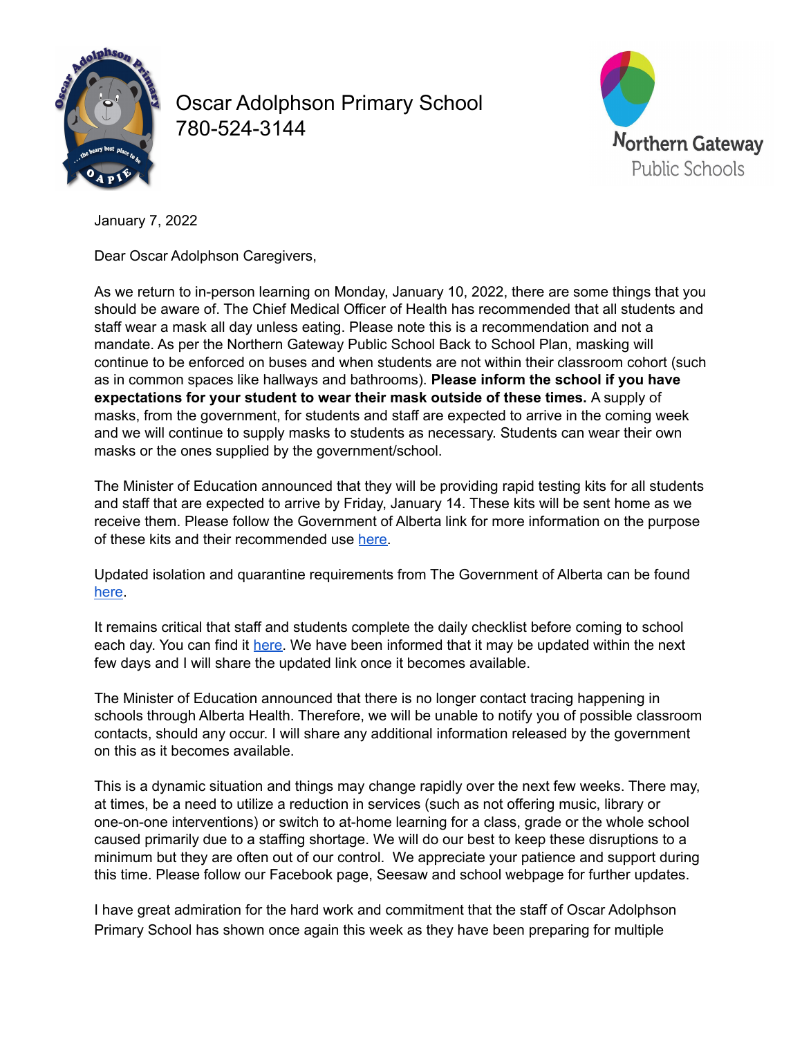# Oscar Adolphson Primary School
780-524-3144

Northern Gateway Public Schools

January 7, 2022

Dear Oscar Adolphson Caregivers,

As we return to in-person learning on Monday, January 10, 2022, there are some things that you should be aware of. The Chief Medical Officer of Health has recommended that all students and staff wear a mask all day unless eating. Please note this is a recommendation and not a mandate. As per the Northern Gateway Public School Back to School Plan, masking will continue to be enforced on buses and when students are not within their classroom cohort (such as in common spaces like hallways and bathrooms). **Please inform the school if you have expectations for your student to wear their mask outside of these times.** A supply of masks, from the government, for students and staff are expected to arrive in the coming week and we will continue to supply masks to students as necessary. Students can wear their own masks or the ones supplied by the government/school.

The Minister of Education announced that they will be providing rapid testing kits for all students and staff that are expected to arrive by Friday, January 14. These kits will be sent home as we receive them. Please follow the Government of Alberta link for more information on the purpose of these kits and their recommended use here.

Updated isolation and quarantine requirements from The Government of Alberta can be found here.

It remains critical that staff and students complete the daily checklist before coming to school each day. You can find it here. We have been informed that it may be updated within the next few days and I will share the updated link once it becomes available.

The Minister of Education announced that there is no longer contact tracing happening in schools through Alberta Health. Therefore, we will be unable to notify you of possible classroom contacts, should any occur. I will share any additional information released by the government on this as it becomes available.

This is a dynamic situation and things may change rapidly over the next few weeks. There may, at times, be a need to utilize a reduction in services (such as not offering music, library or one-on-one interventions) or switch to at-home learning for a class, grade or the whole school caused primarily due to a staffing shortage. We will do our best to keep these disruptions to a minimum but they are often out of our control. We appreciate your patience and support during this time. Please follow our Facebook page, Seesaw and school webpage for further updates.

I have great admiration for the hard work and commitment that the staff of Oscar Adolphson Primary School has shown once again this week as they have been preparing for multiple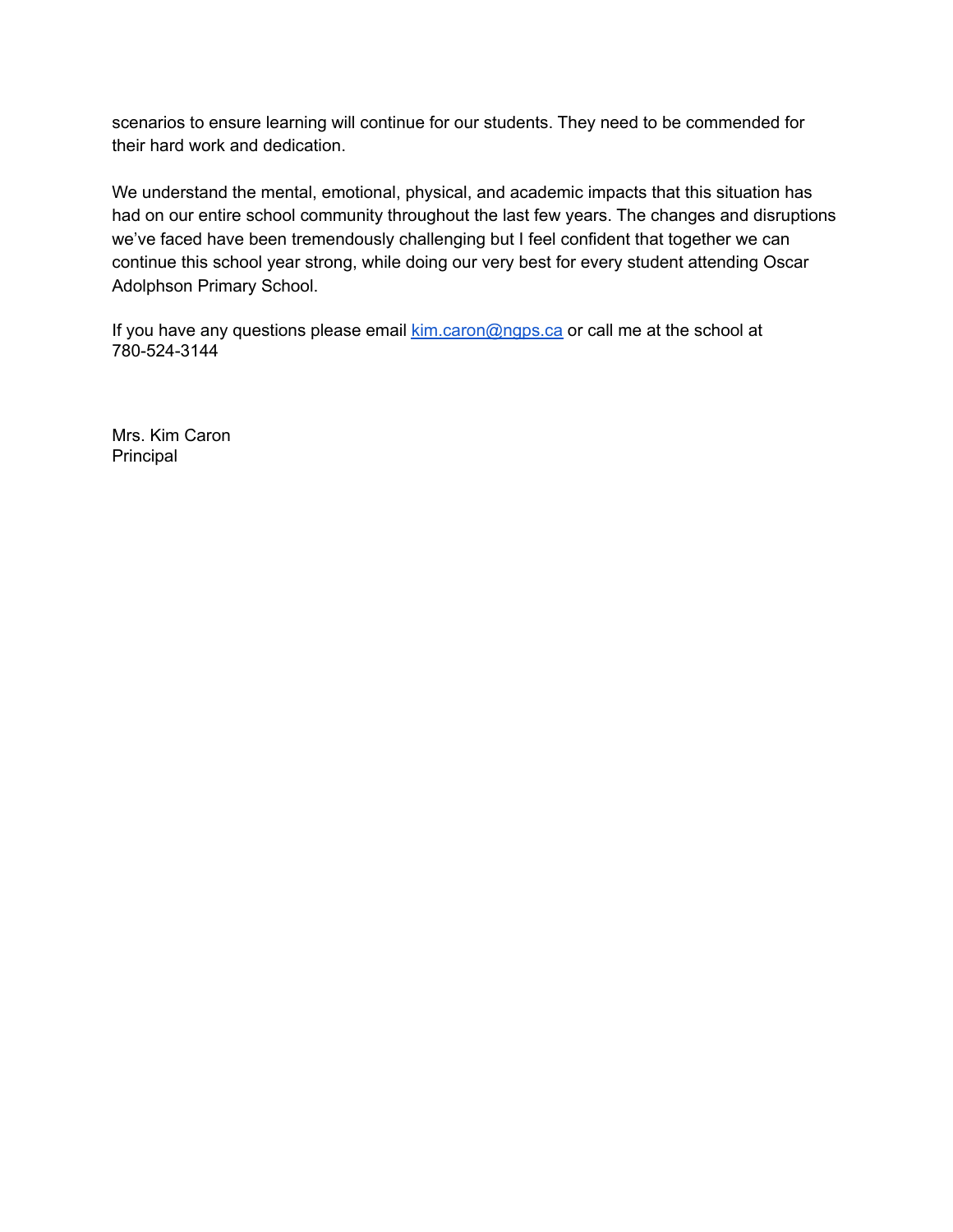scenarios to ensure learning will continue for our students. They need to be commended for their hard work and dedication.

We understand the mental, emotional, physical, and academic impacts that this situation has had on our entire school community throughout the last few years. The changes and disruptions we've faced have been tremendously challenging but I feel confident that together we can continue this school year strong, while doing our very best for every student attending Oscar Adolphson Primary School.

If you have any questions please email kim.caron@ngps.ca or call me at the school at 780-524-3144

Mrs. Kim Caron
Principal